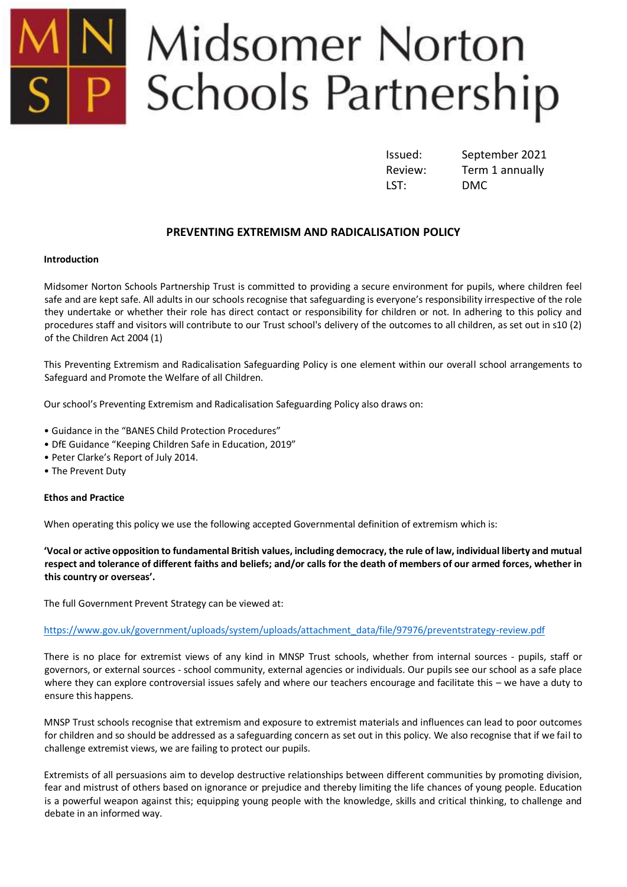# Midsomer Norton Schools Partnership

| | |
|---|---|
| Issued: | September 2021 |
| Review: | Term 1 annually |
| LST: | DMC |

## PREVENTING EXTREMISM AND RADICALISATION POLICY

### Introduction

Midsomer Norton Schools Partnership Trust is committed to providing a secure environment for pupils, where children feel safe and are kept safe. All adults in our schools recognise that safeguarding is everyone's responsibility irrespective of the role they undertake or whether their role has direct contact or responsibility for children or not. In adhering to this policy and procedures staff and visitors will contribute to our Trust school's delivery of the outcomes to all children, as set out in s10 (2) of the Children Act 2004 (1)

This Preventing Extremism and Radicalisation Safeguarding Policy is one element within our overall school arrangements to Safeguard and Promote the Welfare of all Children.

Our school's Preventing Extremism and Radicalisation Safeguarding Policy also draws on:

- Guidance in the "BANES Child Protection Procedures"
- DfE Guidance "Keeping Children Safe in Education, 2019"
- Peter Clarke's Report of July 2014.
- The Prevent Duty

### Ethos and Practice

When operating this policy we use the following accepted Governmental definition of extremism which is:

**'Vocal or active opposition to fundamental British values, including democracy, the rule of law, individual liberty and mutual respect and tolerance of different faiths and beliefs; and/or calls for the death of members of our armed forces, whether in this country or overseas'.**

The full Government Prevent Strategy can be viewed at:

https://www.gov.uk/government/uploads/system/uploads/attachment_data/file/97976/preventstrategy-review.pdf

There is no place for extremist views of any kind in MNSP Trust schools, whether from internal sources - pupils, staff or governors, or external sources - school community, external agencies or individuals. Our pupils see our school as a safe place where they can explore controversial issues safely and where our teachers encourage and facilitate this – we have a duty to ensure this happens.

MNSP Trust schools recognise that extremism and exposure to extremist materials and influences can lead to poor outcomes for children and so should be addressed as a safeguarding concern as set out in this policy. We also recognise that if we fail to challenge extremist views, we are failing to protect our pupils.

Extremists of all persuasions aim to develop destructive relationships between different communities by promoting division, fear and mistrust of others based on ignorance or prejudice and thereby limiting the life chances of young people. Education is a powerful weapon against this; equipping young people with the knowledge, skills and critical thinking, to challenge and debate in an informed way.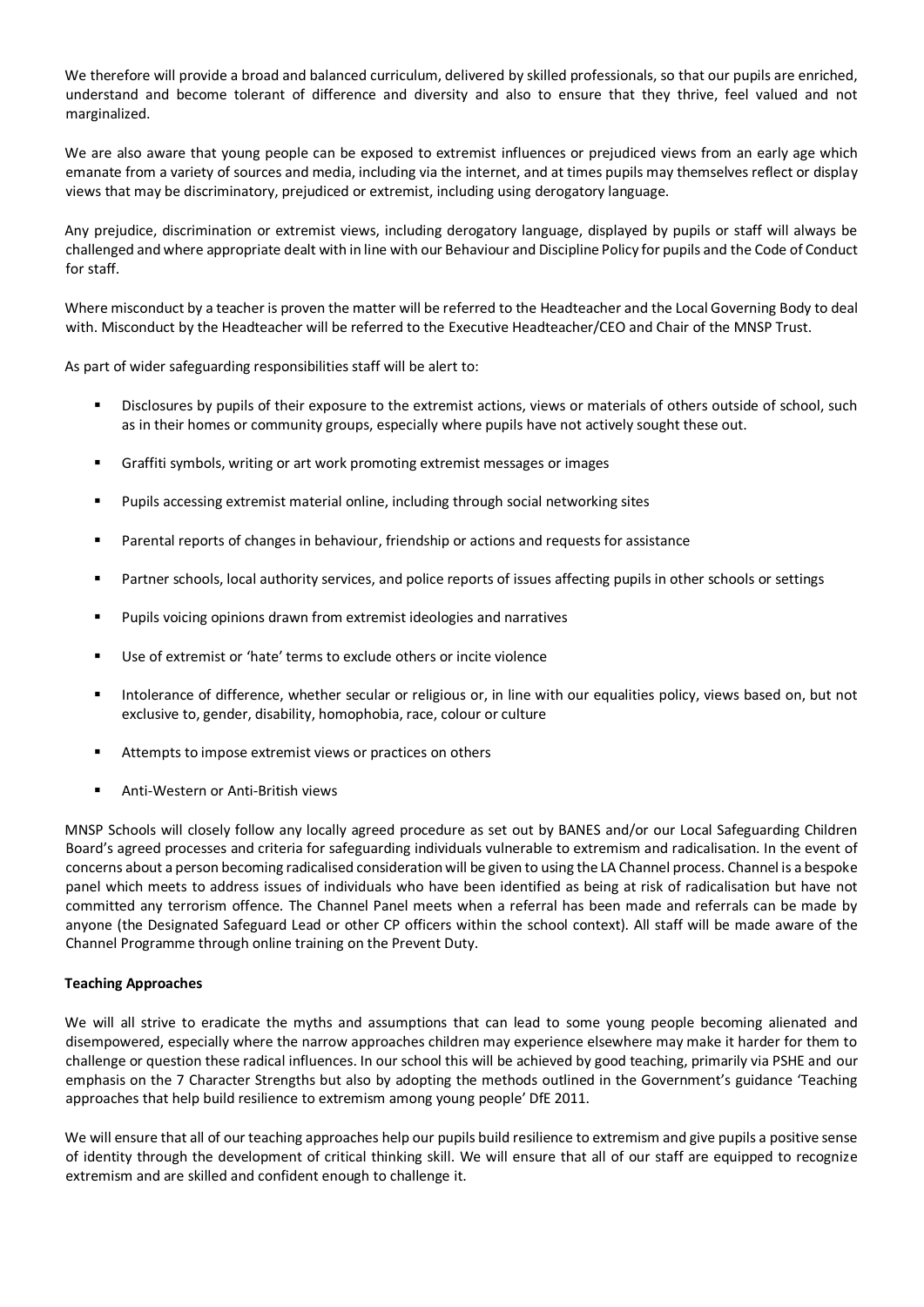We therefore will provide a broad and balanced curriculum, delivered by skilled professionals, so that our pupils are enriched, understand and become tolerant of difference and diversity and also to ensure that they thrive, feel valued and not marginalized.

We are also aware that young people can be exposed to extremist influences or prejudiced views from an early age which emanate from a variety of sources and media, including via the internet, and at times pupils may themselves reflect or display views that may be discriminatory, prejudiced or extremist, including using derogatory language.

Any prejudice, discrimination or extremist views, including derogatory language, displayed by pupils or staff will always be challenged and where appropriate dealt with in line with our Behaviour and Discipline Policy for pupils and the Code of Conduct for staff.

Where misconduct by a teacher is proven the matter will be referred to the Headteacher and the Local Governing Body to deal with. Misconduct by the Headteacher will be referred to the Executive Headteacher/CEO and Chair of the MNSP Trust.

As part of wider safeguarding responsibilities staff will be alert to:

- Disclosures by pupils of their exposure to the extremist actions, views or materials of others outside of school, such as in their homes or community groups, especially where pupils have not actively sought these out.
- Graffiti symbols, writing or art work promoting extremist messages or images
- Pupils accessing extremist material online, including through social networking sites
- Parental reports of changes in behaviour, friendship or actions and requests for assistance
- Partner schools, local authority services, and police reports of issues affecting pupils in other schools or settings
- Pupils voicing opinions drawn from extremist ideologies and narratives
- Use of extremist or 'hate' terms to exclude others or incite violence
- Intolerance of difference, whether secular or religious or, in line with our equalities policy, views based on, but not exclusive to, gender, disability, homophobia, race, colour or culture
- Attempts to impose extremist views or practices on others
- Anti-Western or Anti-British views

MNSP Schools will closely follow any locally agreed procedure as set out by BANES and/or our Local Safeguarding Children Board's agreed processes and criteria for safeguarding individuals vulnerable to extremism and radicalisation. In the event of concerns about a person becoming radicalised consideration will be given to using the LA Channel process. Channel is a bespoke panel which meets to address issues of individuals who have been identified as being at risk of radicalisation but have not committed any terrorism offence. The Channel Panel meets when a referral has been made and referrals can be made by anyone (the Designated Safeguard Lead or other CP officers within the school context). All staff will be made aware of the Channel Programme through online training on the Prevent Duty.

**Teaching Approaches**

We will all strive to eradicate the myths and assumptions that can lead to some young people becoming alienated and disempowered, especially where the narrow approaches children may experience elsewhere may make it harder for them to challenge or question these radical influences. In our school this will be achieved by good teaching, primarily via PSHE and our emphasis on the 7 Character Strengths but also by adopting the methods outlined in the Government's guidance 'Teaching approaches that help build resilience to extremism among young people' DfE 2011.

We will ensure that all of our teaching approaches help our pupils build resilience to extremism and give pupils a positive sense of identity through the development of critical thinking skill. We will ensure that all of our staff are equipped to recognize extremism and are skilled and confident enough to challenge it.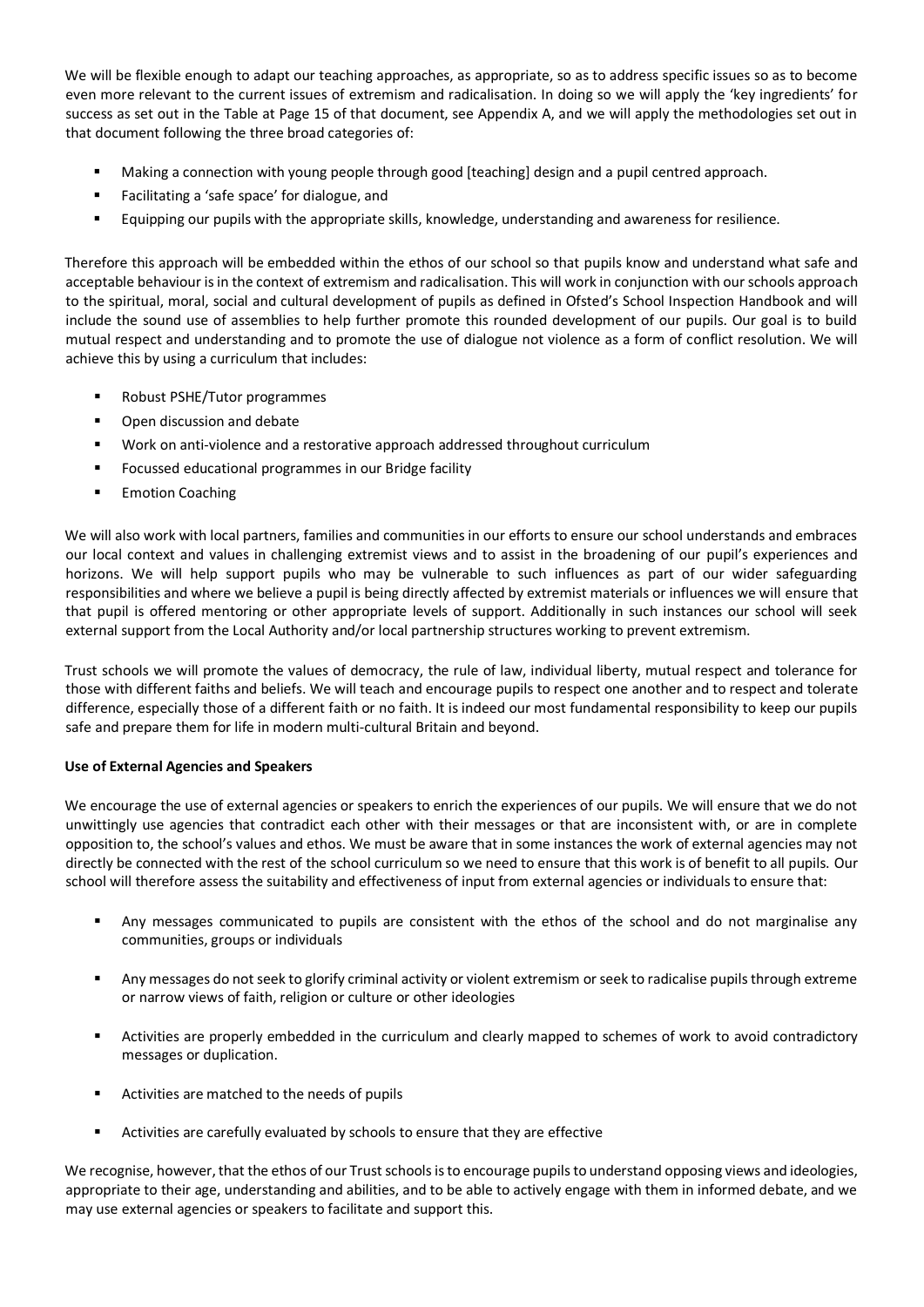We will be flexible enough to adapt our teaching approaches, as appropriate, so as to address specific issues so as to become even more relevant to the current issues of extremism and radicalisation. In doing so we will apply the 'key ingredients' for success as set out in the Table at Page 15 of that document, see Appendix A, and we will apply the methodologies set out in that document following the three broad categories of:

- Making a connection with young people through good [teaching] design and a pupil centred approach.
- Facilitating a 'safe space' for dialogue, and
- Equipping our pupils with the appropriate skills, knowledge, understanding and awareness for resilience.

Therefore this approach will be embedded within the ethos of our school so that pupils know and understand what safe and acceptable behaviour is in the context of extremism and radicalisation. This will work in conjunction with our schools approach to the spiritual, moral, social and cultural development of pupils as defined in Ofsted's School Inspection Handbook and will include the sound use of assemblies to help further promote this rounded development of our pupils. Our goal is to build mutual respect and understanding and to promote the use of dialogue not violence as a form of conflict resolution. We will achieve this by using a curriculum that includes:

- Robust PSHE/Tutor programmes
- Open discussion and debate
- Work on anti-violence and a restorative approach addressed throughout curriculum
- Focussed educational programmes in our Bridge facility
- Emotion Coaching

We will also work with local partners, families and communities in our efforts to ensure our school understands and embraces our local context and values in challenging extremist views and to assist in the broadening of our pupil's experiences and horizons. We will help support pupils who may be vulnerable to such influences as part of our wider safeguarding responsibilities and where we believe a pupil is being directly affected by extremist materials or influences we will ensure that that pupil is offered mentoring or other appropriate levels of support. Additionally in such instances our school will seek external support from the Local Authority and/or local partnership structures working to prevent extremism.

Trust schools we will promote the values of democracy, the rule of law, individual liberty, mutual respect and tolerance for those with different faiths and beliefs. We will teach and encourage pupils to respect one another and to respect and tolerate difference, especially those of a different faith or no faith. It is indeed our most fundamental responsibility to keep our pupils safe and prepare them for life in modern multi-cultural Britain and beyond.

**Use of External Agencies and Speakers**

We encourage the use of external agencies or speakers to enrich the experiences of our pupils. We will ensure that we do not unwittingly use agencies that contradict each other with their messages or that are inconsistent with, or are in complete opposition to, the school's values and ethos. We must be aware that in some instances the work of external agencies may not directly be connected with the rest of the school curriculum so we need to ensure that this work is of benefit to all pupils. Our school will therefore assess the suitability and effectiveness of input from external agencies or individuals to ensure that:

- Any messages communicated to pupils are consistent with the ethos of the school and do not marginalise any communities, groups or individuals
- Any messages do not seek to glorify criminal activity or violent extremism or seek to radicalise pupils through extreme or narrow views of faith, religion or culture or other ideologies
- Activities are properly embedded in the curriculum and clearly mapped to schemes of work to avoid contradictory messages or duplication.
- Activities are matched to the needs of pupils
- Activities are carefully evaluated by schools to ensure that they are effective

We recognise, however, that the ethos of our Trust schools is to encourage pupils to understand opposing views and ideologies, appropriate to their age, understanding and abilities, and to be able to actively engage with them in informed debate, and we may use external agencies or speakers to facilitate and support this.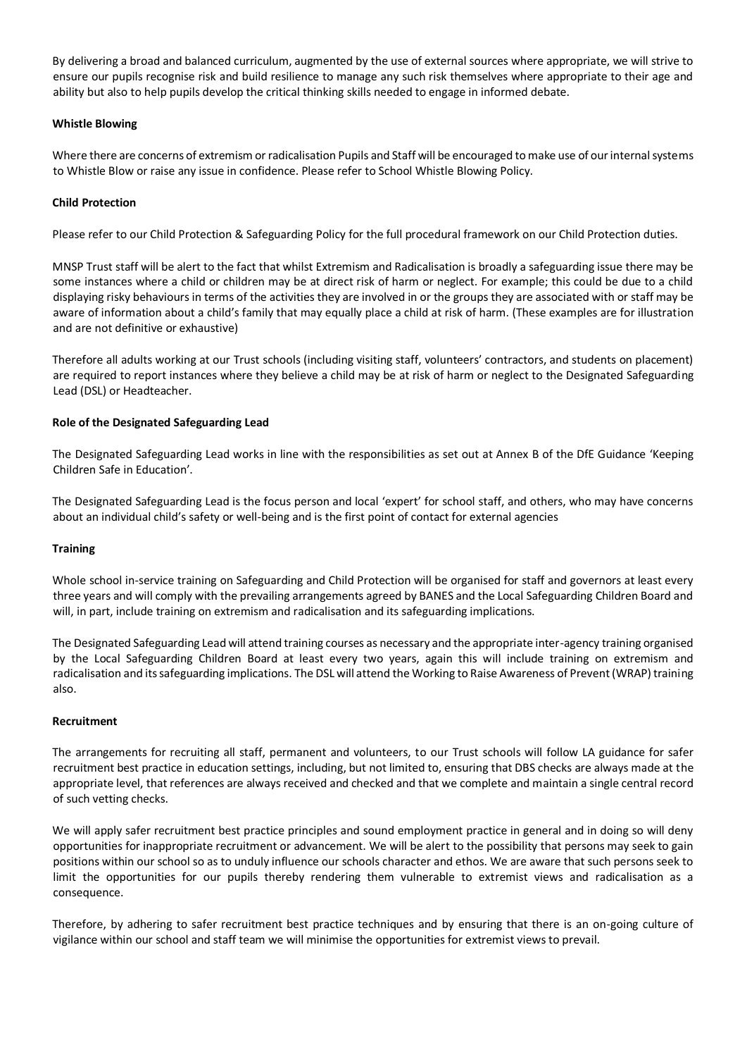By delivering a broad and balanced curriculum, augmented by the use of external sources where appropriate, we will strive to ensure our pupils recognise risk and build resilience to manage any such risk themselves where appropriate to their age and ability but also to help pupils develop the critical thinking skills needed to engage in informed debate.

**Whistle Blowing**

Where there are concerns of extremism or radicalisation Pupils and Staff will be encouraged to make use of our internal systems to Whistle Blow or raise any issue in confidence. Please refer to School Whistle Blowing Policy.

**Child Protection**

Please refer to our Child Protection & Safeguarding Policy for the full procedural framework on our Child Protection duties.

MNSP Trust staff will be alert to the fact that whilst Extremism and Radicalisation is broadly a safeguarding issue there may be some instances where a child or children may be at direct risk of harm or neglect. For example; this could be due to a child displaying risky behaviours in terms of the activities they are involved in or the groups they are associated with or staff may be aware of information about a child's family that may equally place a child at risk of harm. (These examples are for illustration and are not definitive or exhaustive)

Therefore all adults working at our Trust schools (including visiting staff, volunteers' contractors, and students on placement) are required to report instances where they believe a child may be at risk of harm or neglect to the Designated Safeguarding Lead (DSL) or Headteacher.

**Role of the Designated Safeguarding Lead**

The Designated Safeguarding Lead works in line with the responsibilities as set out at Annex B of the DfE Guidance 'Keeping Children Safe in Education'.

The Designated Safeguarding Lead is the focus person and local 'expert' for school staff, and others, who may have concerns about an individual child's safety or well-being and is the first point of contact for external agencies

**Training**

Whole school in-service training on Safeguarding and Child Protection will be organised for staff and governors at least every three years and will comply with the prevailing arrangements agreed by BANES and the Local Safeguarding Children Board and will, in part, include training on extremism and radicalisation and its safeguarding implications.

The Designated Safeguarding Lead will attend training courses as necessary and the appropriate inter-agency training organised by the Local Safeguarding Children Board at least every two years, again this will include training on extremism and radicalisation and its safeguarding implications. The DSL will attend the Working to Raise Awareness of Prevent (WRAP) training also.

**Recruitment**

The arrangements for recruiting all staff, permanent and volunteers, to our Trust schools will follow LA guidance for safer recruitment best practice in education settings, including, but not limited to, ensuring that DBS checks are always made at the appropriate level, that references are always received and checked and that we complete and maintain a single central record of such vetting checks.

We will apply safer recruitment best practice principles and sound employment practice in general and in doing so will deny opportunities for inappropriate recruitment or advancement. We will be alert to the possibility that persons may seek to gain positions within our school so as to unduly influence our schools character and ethos. We are aware that such persons seek to limit the opportunities for our pupils thereby rendering them vulnerable to extremist views and radicalisation as a consequence.

Therefore, by adhering to safer recruitment best practice techniques and by ensuring that there is an on-going culture of vigilance within our school and staff team we will minimise the opportunities for extremist views to prevail.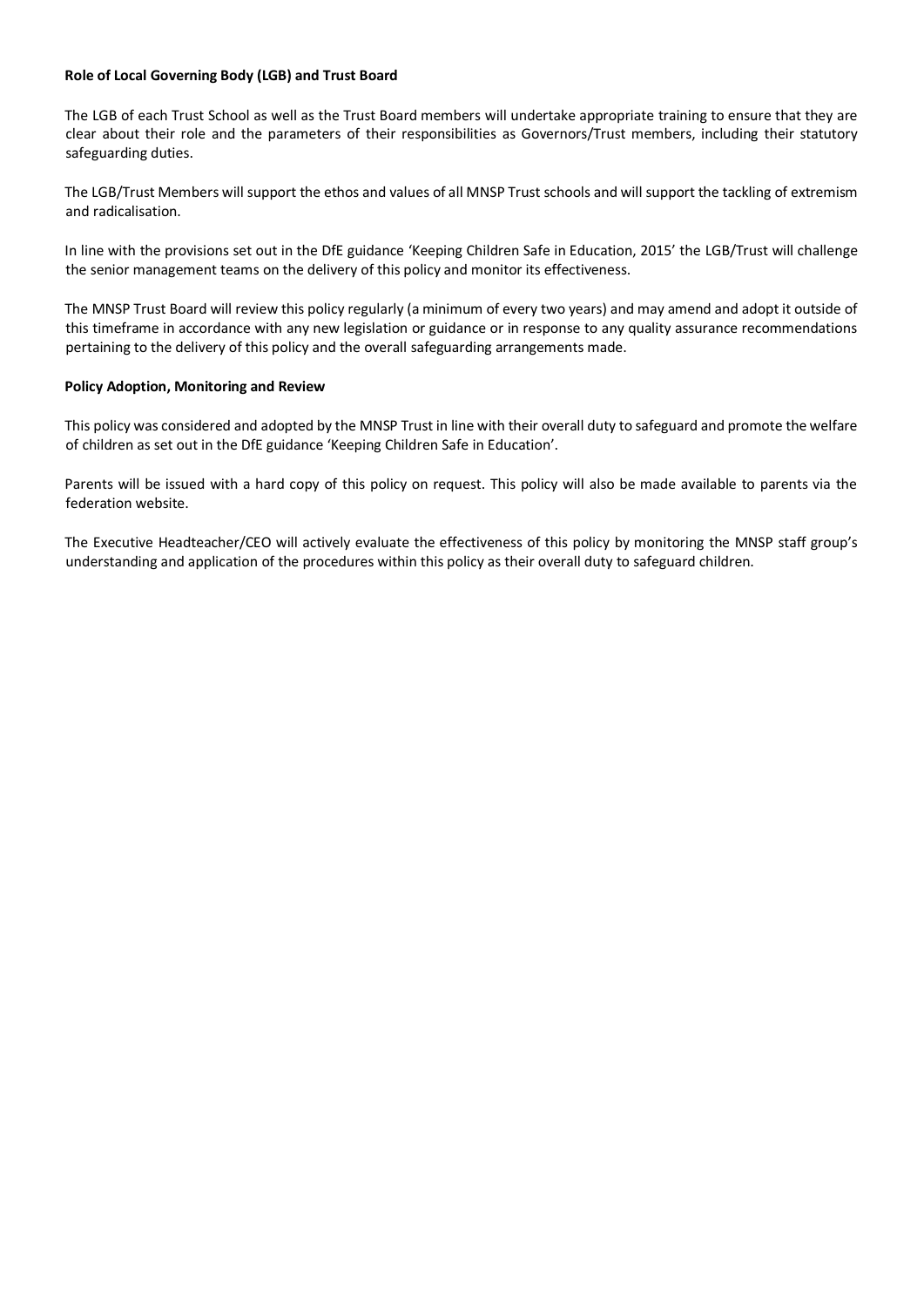**Role of Local Governing Body (LGB) and Trust Board**

The LGB of each Trust School as well as the Trust Board members will undertake appropriate training to ensure that they are clear about their role and the parameters of their responsibilities as Governors/Trust members, including their statutory safeguarding duties.

The LGB/Trust Members will support the ethos and values of all MNSP Trust schools and will support the tackling of extremism and radicalisation.

In line with the provisions set out in the DfE guidance 'Keeping Children Safe in Education, 2015' the LGB/Trust will challenge the senior management teams on the delivery of this policy and monitor its effectiveness.

The MNSP Trust Board will review this policy regularly (a minimum of every two years) and may amend and adopt it outside of this timeframe in accordance with any new legislation or guidance or in response to any quality assurance recommendations pertaining to the delivery of this policy and the overall safeguarding arrangements made.

**Policy Adoption, Monitoring and Review**

This policy was considered and adopted by the MNSP Trust in line with their overall duty to safeguard and promote the welfare of children as set out in the DfE guidance 'Keeping Children Safe in Education'.

Parents will be issued with a hard copy of this policy on request. This policy will also be made available to parents via the federation website.

The Executive Headteacher/CEO will actively evaluate the effectiveness of this policy by monitoring the MNSP staff group's understanding and application of the procedures within this policy as their overall duty to safeguard children.